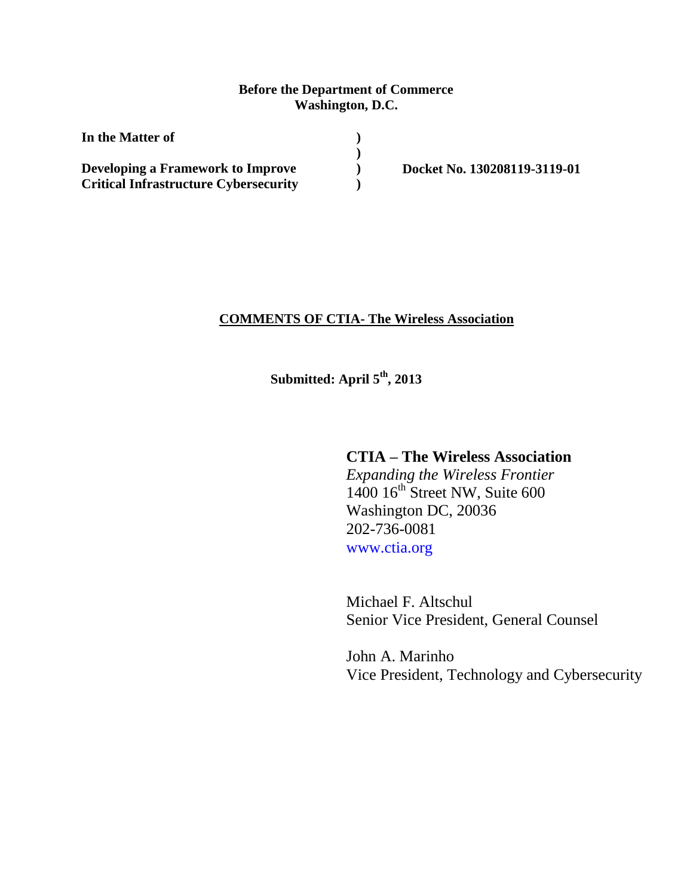**Before the Department of Commerce**
**Washington, D.C.**

| | | |
|---|---|---|
| **In the Matter of** | **)** | |
| | **)** | |
| **Developing a Framework to Improve Critical Infrastructure Cybersecurity** | **)** **)** | **Docket No. 130208119-3119-01** |

**<u>COMMENTS OF CTIA- The Wireless Association</u>**

**Submitted: April 5th, 2013**

**CTIA – The Wireless Association**
*Expanding the Wireless Frontier*
1400 16th Street NW, Suite 600
Washington DC, 20036
202-736-0081
www.ctia.org

Michael F. Altschul
Senior Vice President, General Counsel

John A. Marinho
Vice President, Technology and Cybersecurity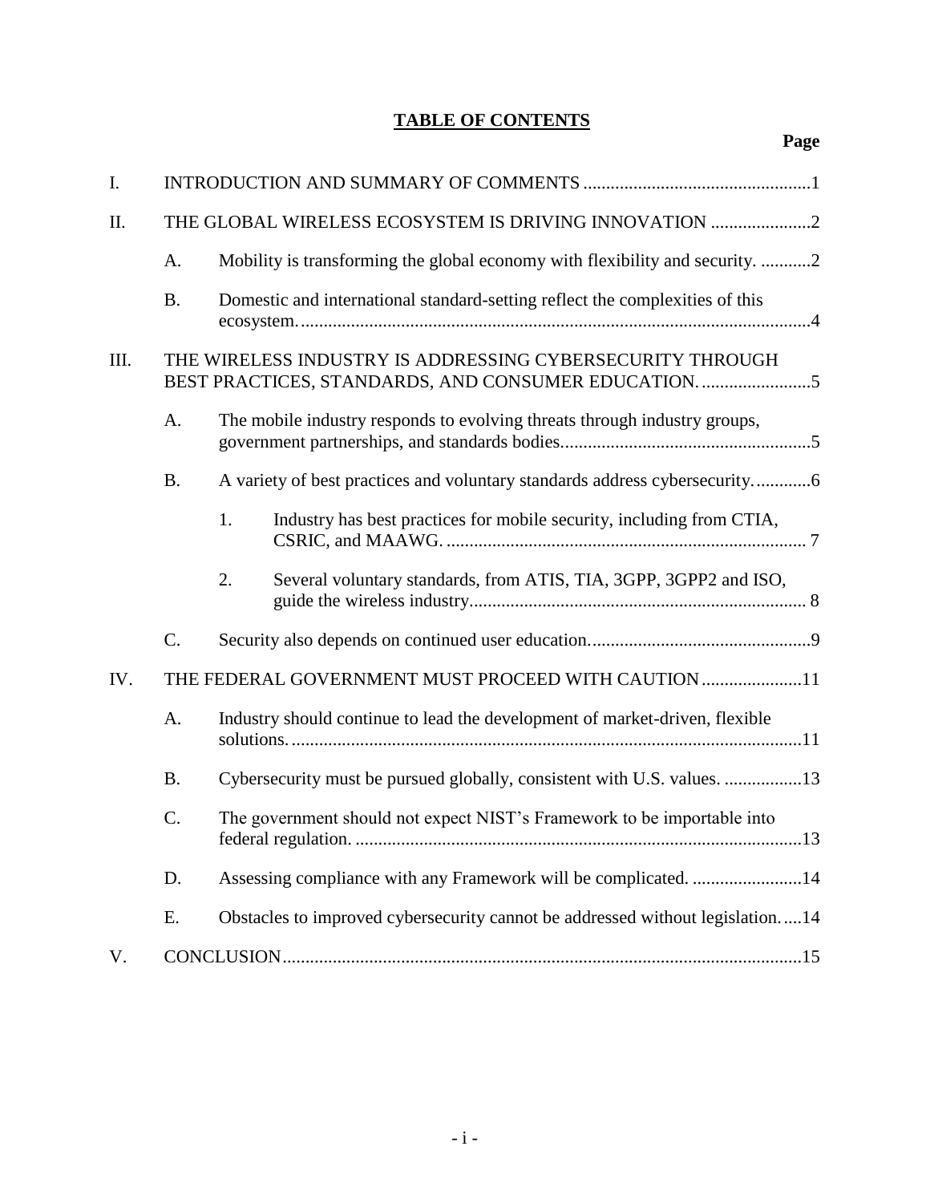## TABLE OF CONTENTS

**Page**

I. INTRODUCTION AND SUMMARY OF COMMENTS ..................................................1

II. THE GLOBAL WIRELESS ECOSYSTEM IS DRIVING INNOVATION ......................2

- A. Mobility is transforming the global economy with flexibility and security. ...........2
- B. Domestic and international standard-setting reflect the complexities of this ecosystem. ...............................................................................................................4

III. THE WIRELESS INDUSTRY IS ADDRESSING CYBERSECURITY THROUGH BEST PRACTICES, STANDARDS, AND CONSUMER EDUCATION. ........................5

- A. The mobile industry responds to evolving threats through industry groups, government partnerships, and standards bodies.......................................................5
- B. A variety of best practices and voluntary standards address cybersecurity.............6
  - 1. Industry has best practices for mobile security, including from CTIA, CSRIC, and MAAWG. ............................................................................... 7
  - 2. Several voluntary standards, from ATIS, TIA, 3GPP, 3GPP2 and ISO, guide the wireless industry.......................................................................... 8
- C. Security also depends on continued user education.................................................9

IV. THE FEDERAL GOVERNMENT MUST PROCEED WITH CAUTION......................11

- A. Industry should continue to lead the development of market-driven, flexible solutions. ...............................................................................................................11
- B. Cybersecurity must be pursued globally, consistent with U.S. values. .................13
- C. The government should not expect NIST's Framework to be importable into federal regulation. .................................................................................................13
- D. Assessing compliance with any Framework will be complicated. ........................14
- E. Obstacles to improved cybersecurity cannot be addressed without legislation.....14

V. CONCLUSION.................................................................................................................15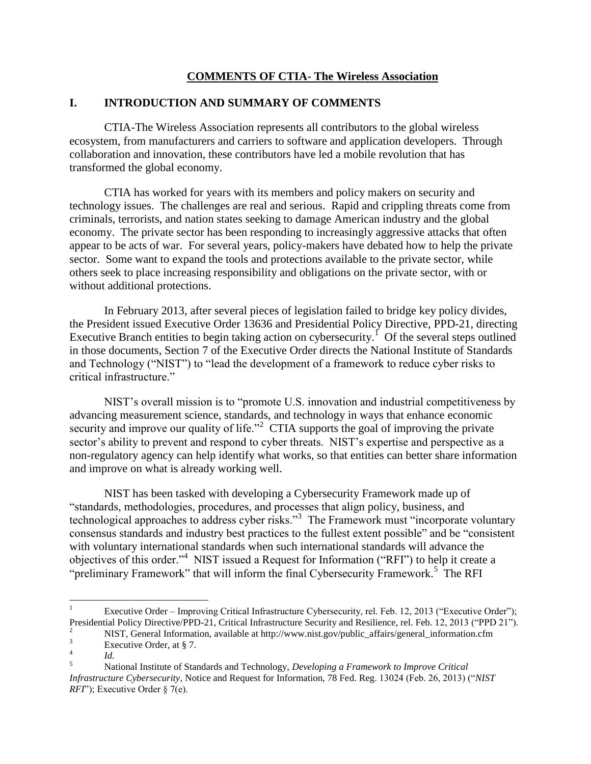## COMMENTS OF CTIA- The Wireless Association

## I. INTRODUCTION AND SUMMARY OF COMMENTS

CTIA-The Wireless Association represents all contributors to the global wireless ecosystem, from manufacturers and carriers to software and application developers. Through collaboration and innovation, these contributors have led a mobile revolution that has transformed the global economy.

CTIA has worked for years with its members and policy makers on security and technology issues. The challenges are real and serious. Rapid and crippling threats come from criminals, terrorists, and nation states seeking to damage American industry and the global economy. The private sector has been responding to increasingly aggressive attacks that often appear to be acts of war. For several years, policy-makers have debated how to help the private sector. Some want to expand the tools and protections available to the private sector, while others seek to place increasing responsibility and obligations on the private sector, with or without additional protections.

In February 2013, after several pieces of legislation failed to bridge key policy divides, the President issued Executive Order 13636 and Presidential Policy Directive, PPD-21, directing Executive Branch entities to begin taking action on cybersecurity.[1] Of the several steps outlined in those documents, Section 7 of the Executive Order directs the National Institute of Standards and Technology ("NIST") to "lead the development of a framework to reduce cyber risks to critical infrastructure."

NIST's overall mission is to "promote U.S. innovation and industrial competitiveness by advancing measurement science, standards, and technology in ways that enhance economic security and improve our quality of life."[2] CTIA supports the goal of improving the private sector's ability to prevent and respond to cyber threats. NIST's expertise and perspective as a non-regulatory agency can help identify what works, so that entities can better share information and improve on what is already working well.

NIST has been tasked with developing a Cybersecurity Framework made up of "standards, methodologies, procedures, and processes that align policy, business, and technological approaches to address cyber risks."[3] The Framework must "incorporate voluntary consensus standards and industry best practices to the fullest extent possible" and be "consistent with voluntary international standards when such international standards will advance the objectives of this order."[4] NIST issued a Request for Information ("RFI") to help it create a "preliminary Framework" that will inform the final Cybersecurity Framework.[5] The RFI

---

[1] Executive Order – Improving Critical Infrastructure Cybersecurity, rel. Feb. 12, 2013 ("Executive Order"); Presidential Policy Directive/PPD-21, Critical Infrastructure Security and Resilience, rel. Feb. 12, 2013 ("PPD 21").

[2] NIST, General Information, available at http://www.nist.gov/public_affairs/general_information.cfm

[3] Executive Order, at § 7.

[4] *Id.*

[5] National Institute of Standards and Technology, *Developing a Framework to Improve Critical Infrastructure Cybersecurity*, Notice and Request for Information, 78 Fed. Reg. 13024 (Feb. 26, 2013) ("*NIST RFI*"); Executive Order § 7(e).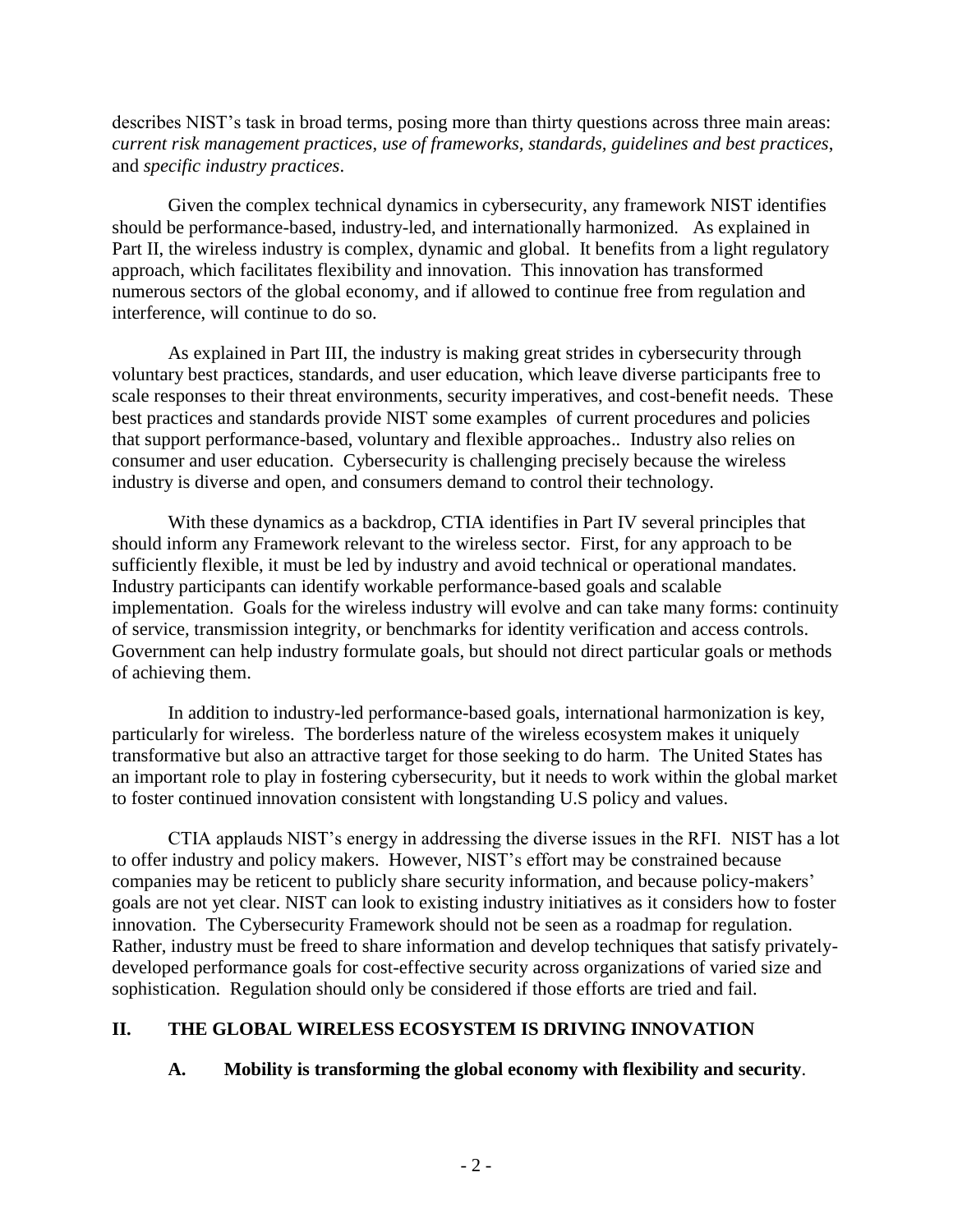describes NIST's task in broad terms, posing more than thirty questions across three main areas: *current risk management practices*, *use of frameworks, standards, guidelines and best practices*, and *specific industry practices*.

Given the complex technical dynamics in cybersecurity, any framework NIST identifies should be performance-based, industry-led, and internationally harmonized. As explained in Part II, the wireless industry is complex, dynamic and global. It benefits from a light regulatory approach, which facilitates flexibility and innovation. This innovation has transformed numerous sectors of the global economy, and if allowed to continue free from regulation and interference, will continue to do so.

As explained in Part III, the industry is making great strides in cybersecurity through voluntary best practices, standards, and user education, which leave diverse participants free to scale responses to their threat environments, security imperatives, and cost-benefit needs. These best practices and standards provide NIST some examples of current procedures and policies that support performance-based, voluntary and flexible approaches.. Industry also relies on consumer and user education. Cybersecurity is challenging precisely because the wireless industry is diverse and open, and consumers demand to control their technology.

With these dynamics as a backdrop, CTIA identifies in Part IV several principles that should inform any Framework relevant to the wireless sector. First, for any approach to be sufficiently flexible, it must be led by industry and avoid technical or operational mandates. Industry participants can identify workable performance-based goals and scalable implementation. Goals for the wireless industry will evolve and can take many forms: continuity of service, transmission integrity, or benchmarks for identity verification and access controls. Government can help industry formulate goals, but should not direct particular goals or methods of achieving them.

In addition to industry-led performance-based goals, international harmonization is key, particularly for wireless. The borderless nature of the wireless ecosystem makes it uniquely transformative but also an attractive target for those seeking to do harm. The United States has an important role to play in fostering cybersecurity, but it needs to work within the global market to foster continued innovation consistent with longstanding U.S policy and values.

CTIA applauds NIST's energy in addressing the diverse issues in the RFI. NIST has a lot to offer industry and policy makers. However, NIST's effort may be constrained because companies may be reticent to publicly share security information, and because policy-makers' goals are not yet clear. NIST can look to existing industry initiatives as it considers how to foster innovation. The Cybersecurity Framework should not be seen as a roadmap for regulation. Rather, industry must be freed to share information and develop techniques that satisfy privately-developed performance goals for cost-effective security across organizations of varied size and sophistication. Regulation should only be considered if those efforts are tried and fail.

## II. THE GLOBAL WIRELESS ECOSYSTEM IS DRIVING INNOVATION

### A. Mobility is transforming the global economy with flexibility and security.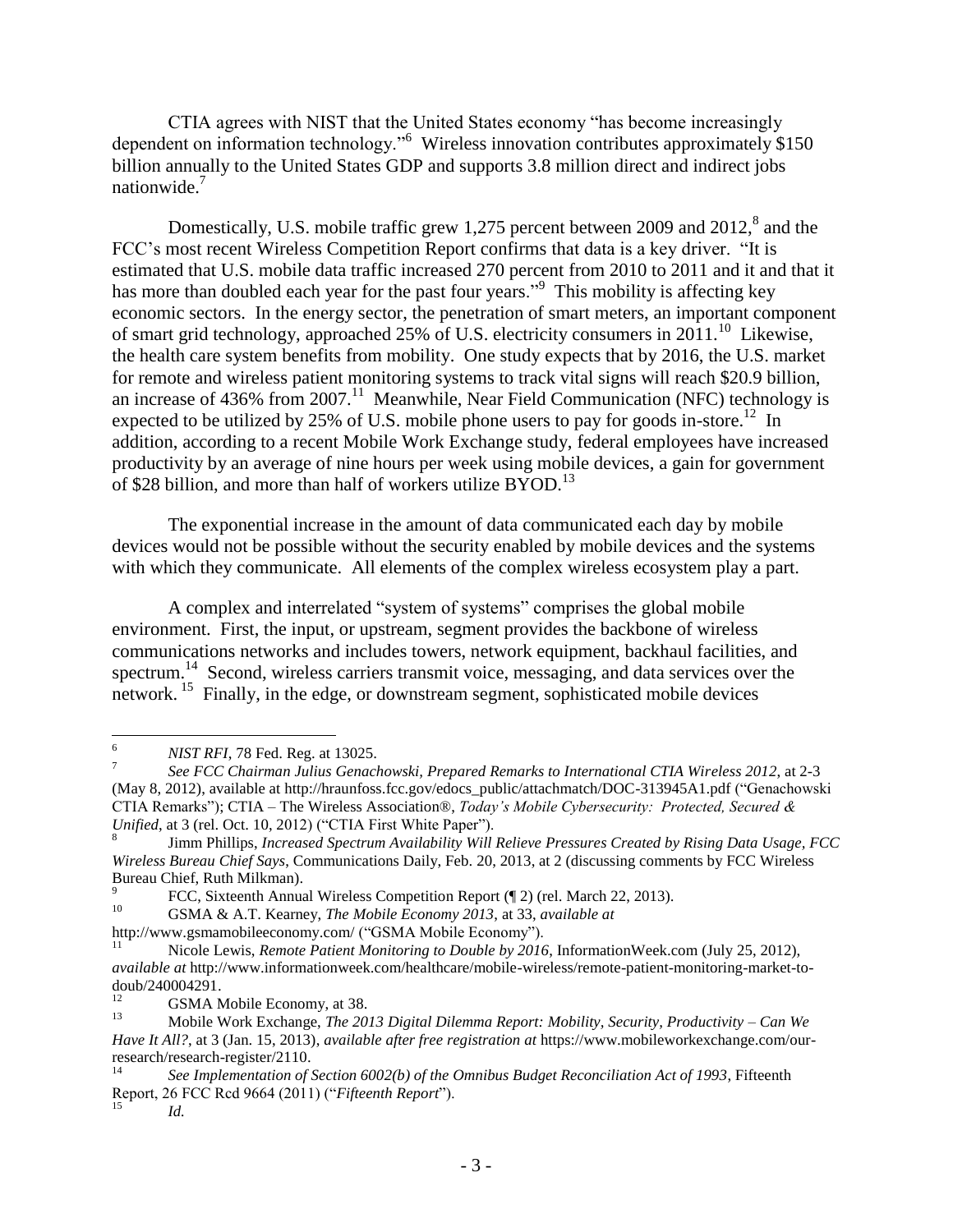CTIA agrees with NIST that the United States economy "has become increasingly dependent on information technology."[6] Wireless innovation contributes approximately $150 billion annually to the United States GDP and supports 3.8 million direct and indirect jobs nationwide.[7]

Domestically, U.S. mobile traffic grew 1,275 percent between 2009 and 2012,[8] and the FCC's most recent Wireless Competition Report confirms that data is a key driver. "It is estimated that U.S. mobile data traffic increased 270 percent from 2010 to 2011 and it and that it has more than doubled each year for the past four years."[9] This mobility is affecting key economic sectors. In the energy sector, the penetration of smart meters, an important component of smart grid technology, approached 25% of U.S. electricity consumers in 2011.[10] Likewise, the health care system benefits from mobility. One study expects that by 2016, the U.S. market for remote and wireless patient monitoring systems to track vital signs will reach $20.9 billion, an increase of 436% from 2007.[11] Meanwhile, Near Field Communication (NFC) technology is expected to be utilized by 25% of U.S. mobile phone users to pay for goods in-store.[12] In addition, according to a recent Mobile Work Exchange study, federal employees have increased productivity by an average of nine hours per week using mobile devices, a gain for government of $28 billion, and more than half of workers utilize BYOD.[13]

The exponential increase in the amount of data communicated each day by mobile devices would not be possible without the security enabled by mobile devices and the systems with which they communicate. All elements of the complex wireless ecosystem play a part.

A complex and interrelated "system of systems" comprises the global mobile environment. First, the input, or upstream, segment provides the backbone of wireless communications networks and includes towers, network equipment, backhaul facilities, and spectrum.[14] Second, wireless carriers transmit voice, messaging, and data services over the network.[15] Finally, in the edge, or downstream segment, sophisticated mobile devices

---

[6] *NIST RFI*, 78 Fed. Reg. at 13025.

[7] *See FCC Chairman Julius Genachowski, Prepared Remarks to International CTIA Wireless 2012*, at 2-3 (May 8, 2012), available at http://hraunfoss.fcc.gov/edocs_public/attachmatch/DOC-313945A1.pdf ("Genachowski CTIA Remarks"); CTIA – The Wireless Association®, *Today's Mobile Cybersecurity: Protected, Secured & Unified*, at 3 (rel. Oct. 10, 2012) ("CTIA First White Paper").

[8] Jimm Phillips, *Increased Spectrum Availability Will Relieve Pressures Created by Rising Data Usage, FCC Wireless Bureau Chief Says*, Communications Daily, Feb. 20, 2013, at 2 (discussing comments by FCC Wireless Bureau Chief, Ruth Milkman).

[9] FCC, Sixteenth Annual Wireless Competition Report (¶ 2) (rel. March 22, 2013).

[10] GSMA & A.T. Kearney, *The Mobile Economy 2013*, at 33, *available at* http://www.gsmamobileeconomy.com/ ("GSMA Mobile Economy").

[11] Nicole Lewis, *Remote Patient Monitoring to Double by 2016*, InformationWeek.com (July 25, 2012), *available at* http://www.informationweek.com/healthcare/mobile-wireless/remote-patient-monitoring-market-to-doub/240004291.

[12] GSMA Mobile Economy, at 38.

[13] Mobile Work Exchange, *The 2013 Digital Dilemma Report: Mobility, Security, Productivity – Can We Have It All?*, at 3 (Jan. 15, 2013), *available after free registration at* https://www.mobileworkexchange.com/our-research/research-register/2110.

[14] *See Implementation of Section 6002(b) of the Omnibus Budget Reconciliation Act of 1993*, Fifteenth Report, 26 FCC Rcd 9664 (2011) ("*Fifteenth Report*").

[15] *Id.*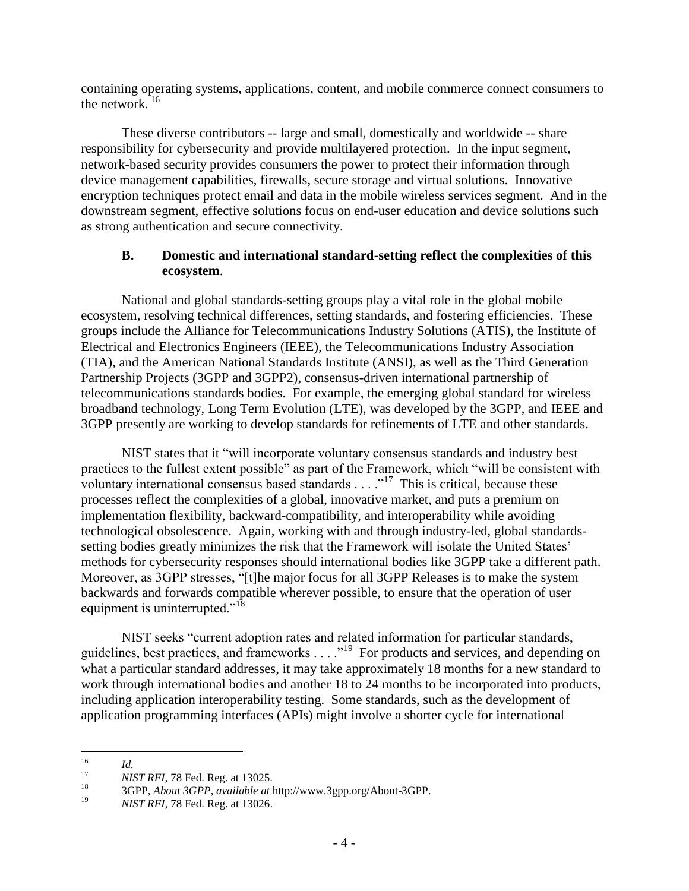containing operating systems, applications, content, and mobile commerce connect consumers to the network.[16]

These diverse contributors -- large and small, domestically and worldwide -- share responsibility for cybersecurity and provide multilayered protection. In the input segment, network-based security provides consumers the power to protect their information through device management capabilities, firewalls, secure storage and virtual solutions. Innovative encryption techniques protect email and data in the mobile wireless services segment. And in the downstream segment, effective solutions focus on end-user education and device solutions such as strong authentication and secure connectivity.

### B. Domestic and international standard-setting reflect the complexities of this ecosystem.

National and global standards-setting groups play a vital role in the global mobile ecosystem, resolving technical differences, setting standards, and fostering efficiencies. These groups include the Alliance for Telecommunications Industry Solutions (ATIS), the Institute of Electrical and Electronics Engineers (IEEE), the Telecommunications Industry Association (TIA), and the American National Standards Institute (ANSI), as well as the Third Generation Partnership Projects (3GPP and 3GPP2), consensus-driven international partnership of telecommunications standards bodies. For example, the emerging global standard for wireless broadband technology, Long Term Evolution (LTE), was developed by the 3GPP, and IEEE and 3GPP presently are working to develop standards for refinements of LTE and other standards.

NIST states that it "will incorporate voluntary consensus standards and industry best practices to the fullest extent possible" as part of the Framework, which "will be consistent with voluntary international consensus based standards . . . ."[17] This is critical, because these processes reflect the complexities of a global, innovative market, and puts a premium on implementation flexibility, backward-compatibility, and interoperability while avoiding technological obsolescence. Again, working with and through industry-led, global standards-setting bodies greatly minimizes the risk that the Framework will isolate the United States' methods for cybersecurity responses should international bodies like 3GPP take a different path. Moreover, as 3GPP stresses, "[t]he major focus for all 3GPP Releases is to make the system backwards and forwards compatible wherever possible, to ensure that the operation of user equipment is uninterrupted."[18]

NIST seeks "current adoption rates and related information for particular standards, guidelines, best practices, and frameworks . . . ."[19] For products and services, and depending on what a particular standard addresses, it may take approximately 18 months for a new standard to work through international bodies and another 18 to 24 months to be incorporated into products, including application interoperability testing. Some standards, such as the development of application programming interfaces (APIs) might involve a shorter cycle for international

---

[16] *Id.*

[17] *NIST RFI*, 78 Fed. Reg. at 13025.

[18] 3GPP, *About 3GPP*, *available at* http://www.3gpp.org/About-3GPP.

[19] *NIST RFI*, 78 Fed. Reg. at 13026.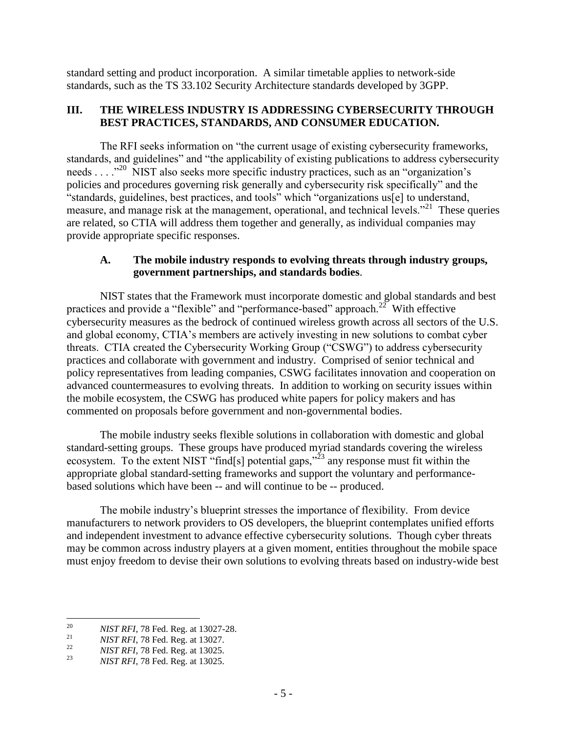standard setting and product incorporation. A similar timetable applies to network-side standards, such as the TS 33.102 Security Architecture standards developed by 3GPP.

## III. THE WIRELESS INDUSTRY IS ADDRESSING CYBERSECURITY THROUGH BEST PRACTICES, STANDARDS, AND CONSUMER EDUCATION.

The RFI seeks information on "the current usage of existing cybersecurity frameworks, standards, and guidelines" and "the applicability of existing publications to address cybersecurity needs . . . ."[20] NIST also seeks more specific industry practices, such as an "organization's policies and procedures governing risk generally and cybersecurity risk specifically" and the "standards, guidelines, best practices, and tools" which "organizations us[e] to understand, measure, and manage risk at the management, operational, and technical levels."[21] These queries are related, so CTIA will address them together and generally, as individual companies may provide appropriate specific responses.

### A. The mobile industry responds to evolving threats through industry groups, government partnerships, and standards bodies.

NIST states that the Framework must incorporate domestic and global standards and best practices and provide a "flexible" and "performance-based" approach.[22] With effective cybersecurity measures as the bedrock of continued wireless growth across all sectors of the U.S. and global economy, CTIA's members are actively investing in new solutions to combat cyber threats. CTIA created the Cybersecurity Working Group ("CSWG") to address cybersecurity practices and collaborate with government and industry. Comprised of senior technical and policy representatives from leading companies, CSWG facilitates innovation and cooperation on advanced countermeasures to evolving threats. In addition to working on security issues within the mobile ecosystem, the CSWG has produced white papers for policy makers and has commented on proposals before government and non-governmental bodies.

The mobile industry seeks flexible solutions in collaboration with domestic and global standard-setting groups. These groups have produced myriad standards covering the wireless ecosystem. To the extent NIST "find[s] potential gaps,"[23] any response must fit within the appropriate global standard-setting frameworks and support the voluntary and performance-based solutions which have been -- and will continue to be -- produced.

The mobile industry's blueprint stresses the importance of flexibility. From device manufacturers to network providers to OS developers, the blueprint contemplates unified efforts and independent investment to advance effective cybersecurity solutions. Though cyber threats may be common across industry players at a given moment, entities throughout the mobile space must enjoy freedom to devise their own solutions to evolving threats based on industry-wide best

---

[20] *NIST RFI*, 78 Fed. Reg. at 13027-28.

[21] *NIST RFI*, 78 Fed. Reg. at 13027.

[22] *NIST RFI*, 78 Fed. Reg. at 13025.

[23] *NIST RFI*, 78 Fed. Reg. at 13025.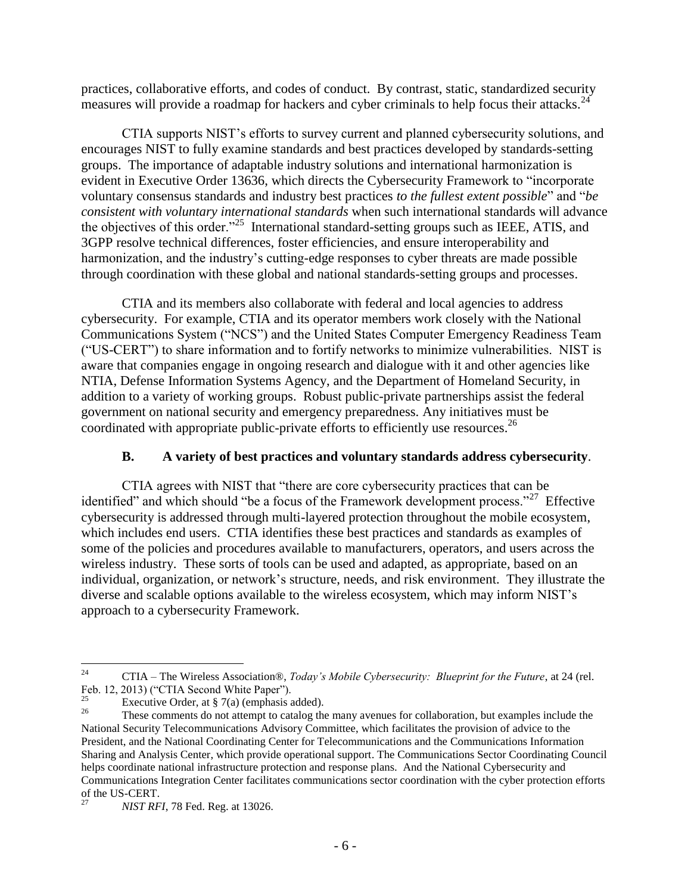practices, collaborative efforts, and codes of conduct. By contrast, static, standardized security measures will provide a roadmap for hackers and cyber criminals to help focus their attacks.[24]

CTIA supports NIST's efforts to survey current and planned cybersecurity solutions, and encourages NIST to fully examine standards and best practices developed by standards-setting groups. The importance of adaptable industry solutions and international harmonization is evident in Executive Order 13636, which directs the Cybersecurity Framework to "incorporate voluntary consensus standards and industry best practices *to the fullest extent possible*" and "*be consistent with voluntary international standards* when such international standards will advance the objectives of this order."[25] International standard-setting groups such as IEEE, ATIS, and 3GPP resolve technical differences, foster efficiencies, and ensure interoperability and harmonization, and the industry's cutting-edge responses to cyber threats are made possible through coordination with these global and national standards-setting groups and processes.

CTIA and its members also collaborate with federal and local agencies to address cybersecurity. For example, CTIA and its operator members work closely with the National Communications System ("NCS") and the United States Computer Emergency Readiness Team ("US-CERT") to share information and to fortify networks to minimize vulnerabilities. NIST is aware that companies engage in ongoing research and dialogue with it and other agencies like NTIA, Defense Information Systems Agency, and the Department of Homeland Security, in addition to a variety of working groups. Robust public-private partnerships assist the federal government on national security and emergency preparedness. Any initiatives must be coordinated with appropriate public-private efforts to efficiently use resources.[26]

### B. A variety of best practices and voluntary standards address cybersecurity.

CTIA agrees with NIST that "there are core cybersecurity practices that can be identified" and which should "be a focus of the Framework development process."[27] Effective cybersecurity is addressed through multi-layered protection throughout the mobile ecosystem, which includes end users. CTIA identifies these best practices and standards as examples of some of the policies and procedures available to manufacturers, operators, and users across the wireless industry. These sorts of tools can be used and adapted, as appropriate, based on an individual, organization, or network's structure, needs, and risk environment. They illustrate the diverse and scalable options available to the wireless ecosystem, which may inform NIST's approach to a cybersecurity Framework.

---

[24] CTIA – The Wireless Association®, *Today's Mobile Cybersecurity: Blueprint for the Future*, at 24 (rel. Feb. 12, 2013) ("CTIA Second White Paper").

[25] Executive Order, at § 7(a) (emphasis added).

[26] These comments do not attempt to catalog the many avenues for collaboration, but examples include the National Security Telecommunications Advisory Committee, which facilitates the provision of advice to the President, and the National Coordinating Center for Telecommunications and the Communications Information Sharing and Analysis Center, which provide operational support. The Communications Sector Coordinating Council helps coordinate national infrastructure protection and response plans. And the National Cybersecurity and Communications Integration Center facilitates communications sector coordination with the cyber protection efforts of the US-CERT.

[27] *NIST RFI*, 78 Fed. Reg. at 13026.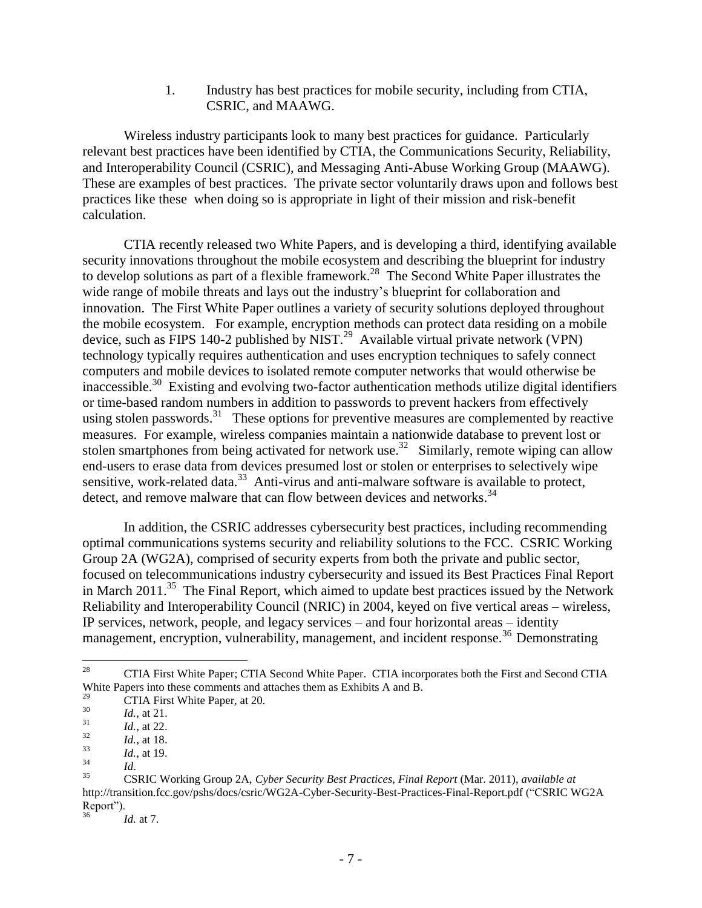1. Industry has best practices for mobile security, including from CTIA, CSRIC, and MAAWG.

Wireless industry participants look to many best practices for guidance. Particularly relevant best practices have been identified by CTIA, the Communications Security, Reliability, and Interoperability Council (CSRIC), and Messaging Anti-Abuse Working Group (MAAWG). These are examples of best practices. The private sector voluntarily draws upon and follows best practices like these when doing so is appropriate in light of their mission and risk-benefit calculation.

CTIA recently released two White Papers, and is developing a third, identifying available security innovations throughout the mobile ecosystem and describing the blueprint for industry to develop solutions as part of a flexible framework.[28] The Second White Paper illustrates the wide range of mobile threats and lays out the industry's blueprint for collaboration and innovation. The First White Paper outlines a variety of security solutions deployed throughout the mobile ecosystem. For example, encryption methods can protect data residing on a mobile device, such as FIPS 140-2 published by NIST.[29] Available virtual private network (VPN) technology typically requires authentication and uses encryption techniques to safely connect computers and mobile devices to isolated remote computer networks that would otherwise be inaccessible.[30] Existing and evolving two-factor authentication methods utilize digital identifiers or time-based random numbers in addition to passwords to prevent hackers from effectively using stolen passwords.[31] These options for preventive measures are complemented by reactive measures. For example, wireless companies maintain a nationwide database to prevent lost or stolen smartphones from being activated for network use.[32] Similarly, remote wiping can allow end-users to erase data from devices presumed lost or stolen or enterprises to selectively wipe sensitive, work-related data.[33] Anti-virus and anti-malware software is available to protect, detect, and remove malware that can flow between devices and networks.[34]

In addition, the CSRIC addresses cybersecurity best practices, including recommending optimal communications systems security and reliability solutions to the FCC. CSRIC Working Group 2A (WG2A), comprised of security experts from both the private and public sector, focused on telecommunications industry cybersecurity and issued its Best Practices Final Report in March 2011.[35] The Final Report, which aimed to update best practices issued by the Network Reliability and Interoperability Council (NRIC) in 2004, keyed on five vertical areas – wireless, IP services, network, people, and legacy services – and four horizontal areas – identity management, encryption, vulnerability, management, and incident response.[36] Demonstrating

---

[28] CTIA First White Paper; CTIA Second White Paper. CTIA incorporates both the First and Second CTIA White Papers into these comments and attaches them as Exhibits A and B.

[29] CTIA First White Paper, at 20.

[30] *Id.*, at 21.

[31] *Id.*, at 22.

[32] *Id.*, at 18.

[33] *Id.*, at 19.

[34] *Id*.

[35] CSRIC Working Group 2A, *Cyber Security Best Practices, Final Report* (Mar. 2011), *available at* http://transition.fcc.gov/pshs/docs/csric/WG2A-Cyber-Security-Best-Practices-Final-Report.pdf ("CSRIC WG2A Report").

[36] *Id.* at 7.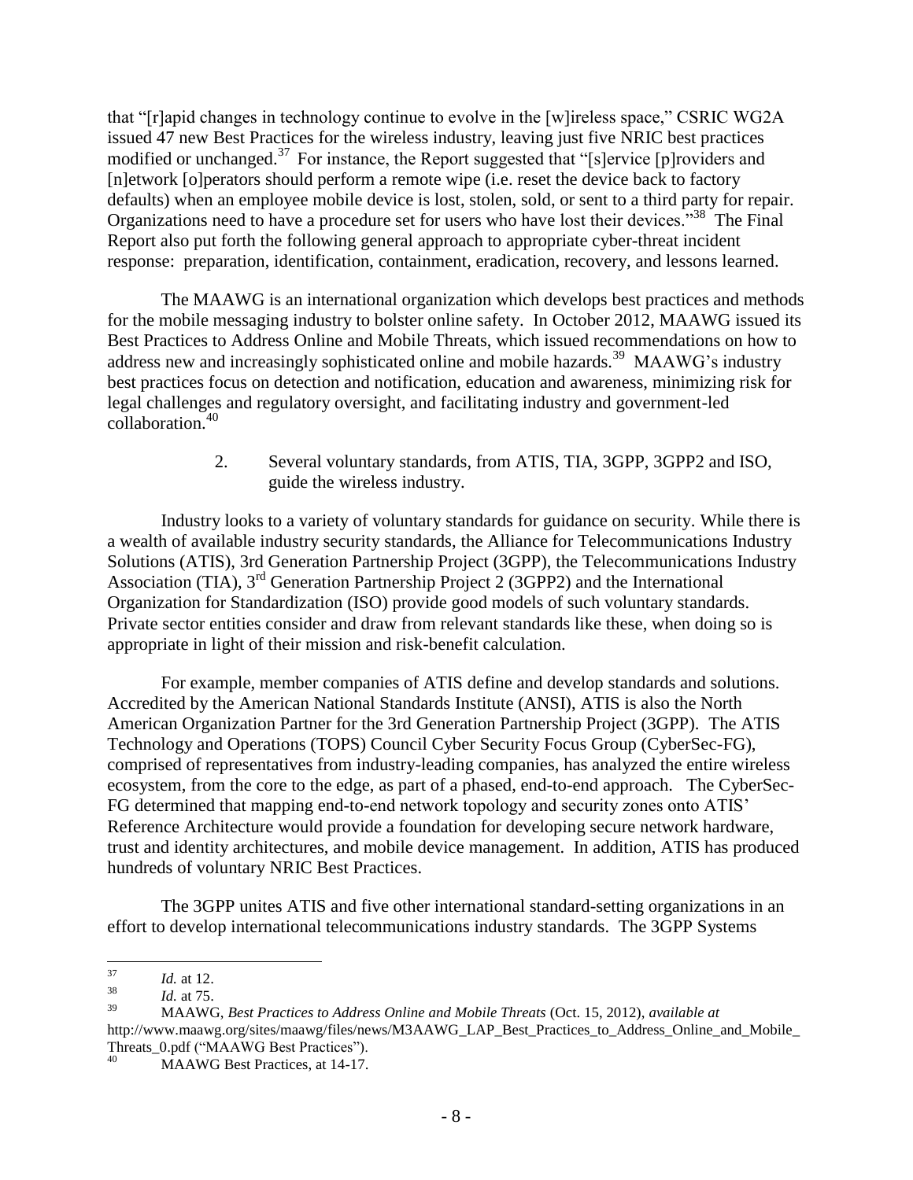that "[r]apid changes in technology continue to evolve in the [w]ireless space," CSRIC WG2A issued 47 new Best Practices for the wireless industry, leaving just five NRIC best practices modified or unchanged.[37] For instance, the Report suggested that "[s]ervice [p]roviders and [n]etwork [o]perators should perform a remote wipe (i.e. reset the device back to factory defaults) when an employee mobile device is lost, stolen, sold, or sent to a third party for repair. Organizations need to have a procedure set for users who have lost their devices."[38] The Final Report also put forth the following general approach to appropriate cyber-threat incident response: preparation, identification, containment, eradication, recovery, and lessons learned.

The MAAWG is an international organization which develops best practices and methods for the mobile messaging industry to bolster online safety. In October 2012, MAAWG issued its Best Practices to Address Online and Mobile Threats, which issued recommendations on how to address new and increasingly sophisticated online and mobile hazards.[39] MAAWG's industry best practices focus on detection and notification, education and awareness, minimizing risk for legal challenges and regulatory oversight, and facilitating industry and government-led collaboration.[40]

2. Several voluntary standards, from ATIS, TIA, 3GPP, 3GPP2 and ISO, guide the wireless industry.

Industry looks to a variety of voluntary standards for guidance on security. While there is a wealth of available industry security standards, the Alliance for Telecommunications Industry Solutions (ATIS), 3rd Generation Partnership Project (3GPP), the Telecommunications Industry Association (TIA), 3rd Generation Partnership Project 2 (3GPP2) and the International Organization for Standardization (ISO) provide good models of such voluntary standards. Private sector entities consider and draw from relevant standards like these, when doing so is appropriate in light of their mission and risk-benefit calculation.

For example, member companies of ATIS define and develop standards and solutions. Accredited by the American National Standards Institute (ANSI), ATIS is also the North American Organization Partner for the 3rd Generation Partnership Project (3GPP). The ATIS Technology and Operations (TOPS) Council Cyber Security Focus Group (CyberSec-FG), comprised of representatives from industry-leading companies, has analyzed the entire wireless ecosystem, from the core to the edge, as part of a phased, end-to-end approach. The CyberSec-FG determined that mapping end-to-end network topology and security zones onto ATIS' Reference Architecture would provide a foundation for developing secure network hardware, trust and identity architectures, and mobile device management. In addition, ATIS has produced hundreds of voluntary NRIC Best Practices.

The 3GPP unites ATIS and five other international standard-setting organizations in an effort to develop international telecommunications industry standards. The 3GPP Systems

---

[37] *Id.* at 12.

[38] *Id.* at 75.

[39] MAAWG, *Best Practices to Address Online and Mobile Threats* (Oct. 15, 2012), *available at* http://www.maawg.org/sites/maawg/files/news/M3AAWG_LAP_Best_Practices_to_Address_Online_and_Mobile_Threats_0.pdf ("MAAWG Best Practices").

[40] MAAWG Best Practices, at 14-17.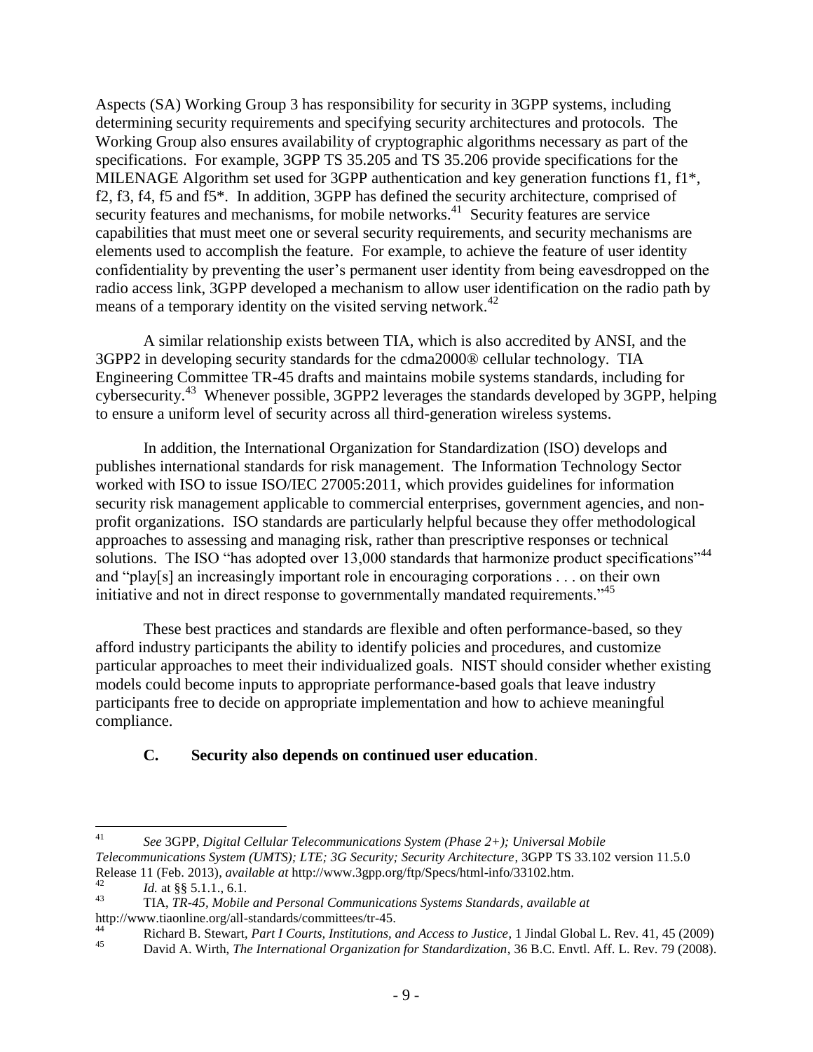Aspects (SA) Working Group 3 has responsibility for security in 3GPP systems, including determining security requirements and specifying security architectures and protocols. The Working Group also ensures availability of cryptographic algorithms necessary as part of the specifications. For example, 3GPP TS 35.205 and TS 35.206 provide specifications for the MILENAGE Algorithm set used for 3GPP authentication and key generation functions f1, f1*, f2, f3, f4, f5 and f5*. In addition, 3GPP has defined the security architecture, comprised of security features and mechanisms, for mobile networks.[41] Security features are service capabilities that must meet one or several security requirements, and security mechanisms are elements used to accomplish the feature. For example, to achieve the feature of user identity confidentiality by preventing the user's permanent user identity from being eavesdropped on the radio access link, 3GPP developed a mechanism to allow user identification on the radio path by means of a temporary identity on the visited serving network.[42]

A similar relationship exists between TIA, which is also accredited by ANSI, and the 3GPP2 in developing security standards for the cdma2000® cellular technology. TIA Engineering Committee TR-45 drafts and maintains mobile systems standards, including for cybersecurity.[43] Whenever possible, 3GPP2 leverages the standards developed by 3GPP, helping to ensure a uniform level of security across all third-generation wireless systems.

In addition, the International Organization for Standardization (ISO) develops and publishes international standards for risk management. The Information Technology Sector worked with ISO to issue ISO/IEC 27005:2011, which provides guidelines for information security risk management applicable to commercial enterprises, government agencies, and non-profit organizations. ISO standards are particularly helpful because they offer methodological approaches to assessing and managing risk, rather than prescriptive responses or technical solutions. The ISO "has adopted over 13,000 standards that harmonize product specifications"[44] and "play[s] an increasingly important role in encouraging corporations . . . on their own initiative and not in direct response to governmentally mandated requirements."[45]

These best practices and standards are flexible and often performance-based, so they afford industry participants the ability to identify policies and procedures, and customize particular approaches to meet their individualized goals. NIST should consider whether existing models could become inputs to appropriate performance-based goals that leave industry participants free to decide on appropriate implementation and how to achieve meaningful compliance.

### C. Security also depends on continued user education.

---

[41] *See* 3GPP, *Digital Cellular Telecommunications System (Phase 2+); Universal Mobile Telecommunications System (UMTS); LTE; 3G Security; Security Architecture*, 3GPP TS 33.102 version 11.5.0 Release 11 (Feb. 2013), *available at* http://www.3gpp.org/ftp/Specs/html-info/33102.htm.

[42] *Id.* at §§ 5.1.1., 6.1.

[43] TIA, *TR-45, Mobile and Personal Communications Systems Standards*, *available at* http://www.tiaonline.org/all-standards/committees/tr-45.

[44] Richard B. Stewart, *Part I Courts, Institutions, and Access to Justice*, 1 Jindal Global L. Rev. 41, 45 (2009)

[45] David A. Wirth, *The International Organization for Standardization*, 36 B.C. Envtl. Aff. L. Rev. 79 (2008).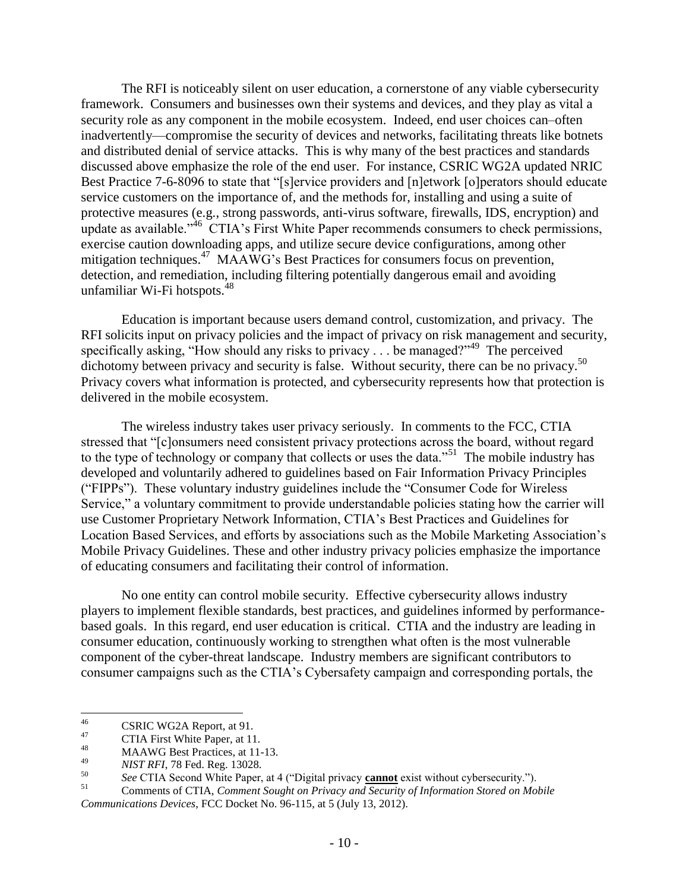The RFI is noticeably silent on user education, a cornerstone of any viable cybersecurity framework. Consumers and businesses own their systems and devices, and they play as vital a security role as any component in the mobile ecosystem. Indeed, end user choices can–often inadvertently—compromise the security of devices and networks, facilitating threats like botnets and distributed denial of service attacks. This is why many of the best practices and standards discussed above emphasize the role of the end user. For instance, CSRIC WG2A updated NRIC Best Practice 7-6-8096 to state that "[s]ervice providers and [n]etwork [o]perators should educate service customers on the importance of, and the methods for, installing and using a suite of protective measures (e.g., strong passwords, anti-virus software, firewalls, IDS, encryption) and update as available."[46] CTIA's First White Paper recommends consumers to check permissions, exercise caution downloading apps, and utilize secure device configurations, among other mitigation techniques.[47] MAAWG's Best Practices for consumers focus on prevention, detection, and remediation, including filtering potentially dangerous email and avoiding unfamiliar Wi-Fi hotspots.[48]

Education is important because users demand control, customization, and privacy. The RFI solicits input on privacy policies and the impact of privacy on risk management and security, specifically asking, "How should any risks to privacy . . . be managed?"[49] The perceived dichotomy between privacy and security is false. Without security, there can be no privacy.[50] Privacy covers what information is protected, and cybersecurity represents how that protection is delivered in the mobile ecosystem.

The wireless industry takes user privacy seriously. In comments to the FCC, CTIA stressed that "[c]onsumers need consistent privacy protections across the board, without regard to the type of technology or company that collects or uses the data."[51] The mobile industry has developed and voluntarily adhered to guidelines based on Fair Information Privacy Principles ("FIPPs"). These voluntary industry guidelines include the "Consumer Code for Wireless Service," a voluntary commitment to provide understandable policies stating how the carrier will use Customer Proprietary Network Information, CTIA's Best Practices and Guidelines for Location Based Services, and efforts by associations such as the Mobile Marketing Association's Mobile Privacy Guidelines. These and other industry privacy policies emphasize the importance of educating consumers and facilitating their control of information.

No one entity can control mobile security. Effective cybersecurity allows industry players to implement flexible standards, best practices, and guidelines informed by performance-based goals. In this regard, end user education is critical. CTIA and the industry are leading in consumer education, continuously working to strengthen what often is the most vulnerable component of the cyber-threat landscape. Industry members are significant contributors to consumer campaigns such as the CTIA's Cybersafety campaign and corresponding portals, the

---

[46] CSRIC WG2A Report, at 91.

[47] CTIA First White Paper, at 11.

[48] MAAWG Best Practices, at 11-13.

[49] *NIST RFI*, 78 Fed. Reg. 13028.

[50] *See* CTIA Second White Paper, at 4 ("Digital privacy **cannot** exist without cybersecurity.").

[51] Comments of CTIA, *Comment Sought on Privacy and Security of Information Stored on Mobile Communications Devices*, FCC Docket No. 96-115, at 5 (July 13, 2012).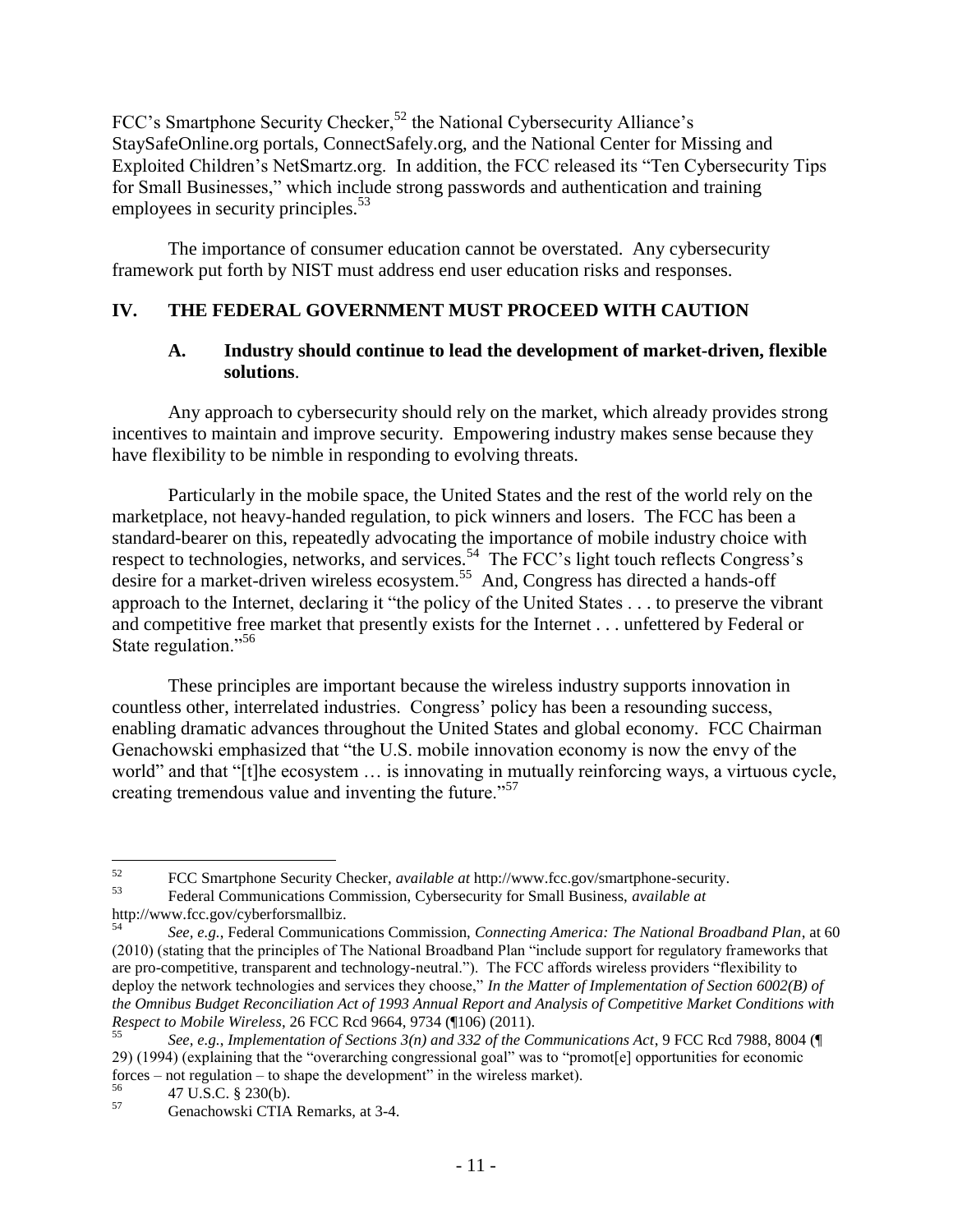FCC's Smartphone Security Checker,[52] the National Cybersecurity Alliance's StaySafeOnline.org portals, ConnectSafely.org, and the National Center for Missing and Exploited Children's NetSmartz.org. In addition, the FCC released its "Ten Cybersecurity Tips for Small Businesses," which include strong passwords and authentication and training employees in security principles.[53]

The importance of consumer education cannot be overstated. Any cybersecurity framework put forth by NIST must address end user education risks and responses.

## IV. THE FEDERAL GOVERNMENT MUST PROCEED WITH CAUTION

### A. Industry should continue to lead the development of market-driven, flexible solutions.

Any approach to cybersecurity should rely on the market, which already provides strong incentives to maintain and improve security. Empowering industry makes sense because they have flexibility to be nimble in responding to evolving threats.

Particularly in the mobile space, the United States and the rest of the world rely on the marketplace, not heavy-handed regulation, to pick winners and losers. The FCC has been a standard-bearer on this, repeatedly advocating the importance of mobile industry choice with respect to technologies, networks, and services.[54] The FCC's light touch reflects Congress's desire for a market-driven wireless ecosystem.[55] And, Congress has directed a hands-off approach to the Internet, declaring it "the policy of the United States . . . to preserve the vibrant and competitive free market that presently exists for the Internet . . . unfettered by Federal or State regulation."[56]

These principles are important because the wireless industry supports innovation in countless other, interrelated industries. Congress' policy has been a resounding success, enabling dramatic advances throughout the United States and global economy. FCC Chairman Genachowski emphasized that "the U.S. mobile innovation economy is now the envy of the world" and that "[t]he ecosystem … is innovating in mutually reinforcing ways, a virtuous cycle, creating tremendous value and inventing the future."[57]

---

[52] FCC Smartphone Security Checker, *available at* http://www.fcc.gov/smartphone-security.

[53] Federal Communications Commission, Cybersecurity for Small Business, *available at* http://www.fcc.gov/cyberforsmallbiz.

[54] *See, e.g.*, Federal Communications Commission, *Connecting America: The National Broadband Plan*, at 60 (2010) (stating that the principles of The National Broadband Plan "include support for regulatory frameworks that are pro-competitive, transparent and technology-neutral."). The FCC affords wireless providers "flexibility to deploy the network technologies and services they choose," *In the Matter of Implementation of Section 6002(B) of the Omnibus Budget Reconciliation Act of 1993 Annual Report and Analysis of Competitive Market Conditions with Respect to Mobile Wireless*, 26 FCC Rcd 9664, 9734 (¶106) (2011).

[55] *See, e.g.*, *Implementation of Sections 3(n) and 332 of the Communications Act*, 9 FCC Rcd 7988, 8004 (¶ 29) (1994) (explaining that the "overarching congressional goal" was to "promot[e] opportunities for economic forces – not regulation – to shape the development" in the wireless market).

[56] 47 U.S.C. § 230(b).

[57] Genachowski CTIA Remarks, at 3-4.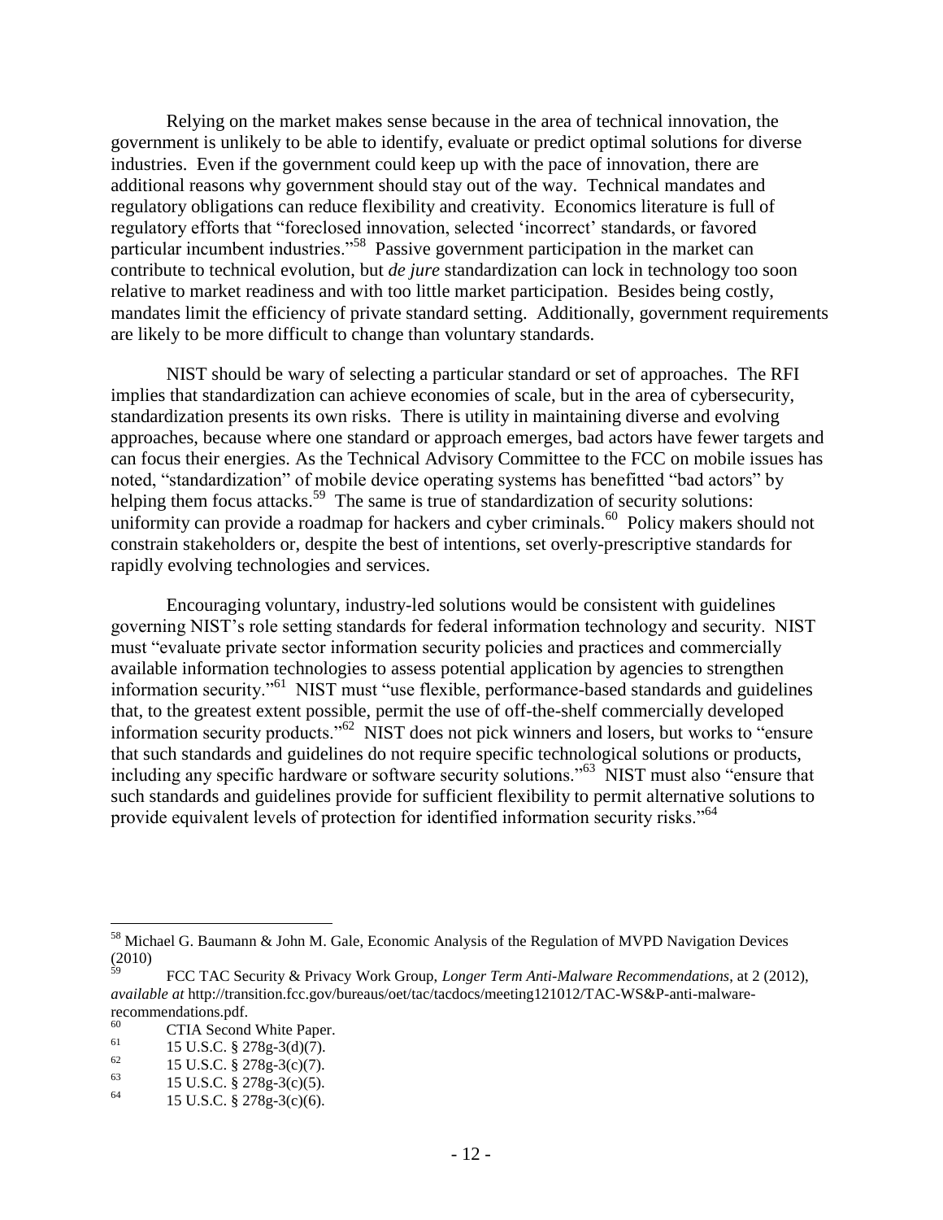Relying on the market makes sense because in the area of technical innovation, the government is unlikely to be able to identify, evaluate or predict optimal solutions for diverse industries. Even if the government could keep up with the pace of innovation, there are additional reasons why government should stay out of the way. Technical mandates and regulatory obligations can reduce flexibility and creativity. Economics literature is full of regulatory efforts that "foreclosed innovation, selected 'incorrect' standards, or favored particular incumbent industries."[58] Passive government participation in the market can contribute to technical evolution, but *de jure* standardization can lock in technology too soon relative to market readiness and with too little market participation. Besides being costly, mandates limit the efficiency of private standard setting. Additionally, government requirements are likely to be more difficult to change than voluntary standards.

NIST should be wary of selecting a particular standard or set of approaches. The RFI implies that standardization can achieve economies of scale, but in the area of cybersecurity, standardization presents its own risks. There is utility in maintaining diverse and evolving approaches, because where one standard or approach emerges, bad actors have fewer targets and can focus their energies. As the Technical Advisory Committee to the FCC on mobile issues has noted, "standardization" of mobile device operating systems has benefitted "bad actors" by helping them focus attacks.[59] The same is true of standardization of security solutions: uniformity can provide a roadmap for hackers and cyber criminals.[60] Policy makers should not constrain stakeholders or, despite the best of intentions, set overly-prescriptive standards for rapidly evolving technologies and services.

Encouraging voluntary, industry-led solutions would be consistent with guidelines governing NIST's role setting standards for federal information technology and security. NIST must "evaluate private sector information security policies and practices and commercially available information technologies to assess potential application by agencies to strengthen information security."[61] NIST must "use flexible, performance-based standards and guidelines that, to the greatest extent possible, permit the use of off-the-shelf commercially developed information security products."[62] NIST does not pick winners and losers, but works to "ensure that such standards and guidelines do not require specific technological solutions or products, including any specific hardware or software security solutions."[63] NIST must also "ensure that such standards and guidelines provide for sufficient flexibility to permit alternative solutions to provide equivalent levels of protection for identified information security risks."[64]

---

[58] Michael G. Baumann & John M. Gale, Economic Analysis of the Regulation of MVPD Navigation Devices (2010)

[59] FCC TAC Security & Privacy Work Group, *Longer Term Anti-Malware Recommendations*, at 2 (2012), *available at* http://transition.fcc.gov/bureaus/oet/tac/tacdocs/meeting121012/TAC-WS&P-anti-malware-recommendations.pdf.

[60] CTIA Second White Paper.

[61] 15 U.S.C. § 278g-3(d)(7).

[62] 15 U.S.C. § 278g-3(c)(7).

[63] 15 U.S.C. § 278g-3(c)(5).

[64] 15 U.S.C. § 278g-3(c)(6).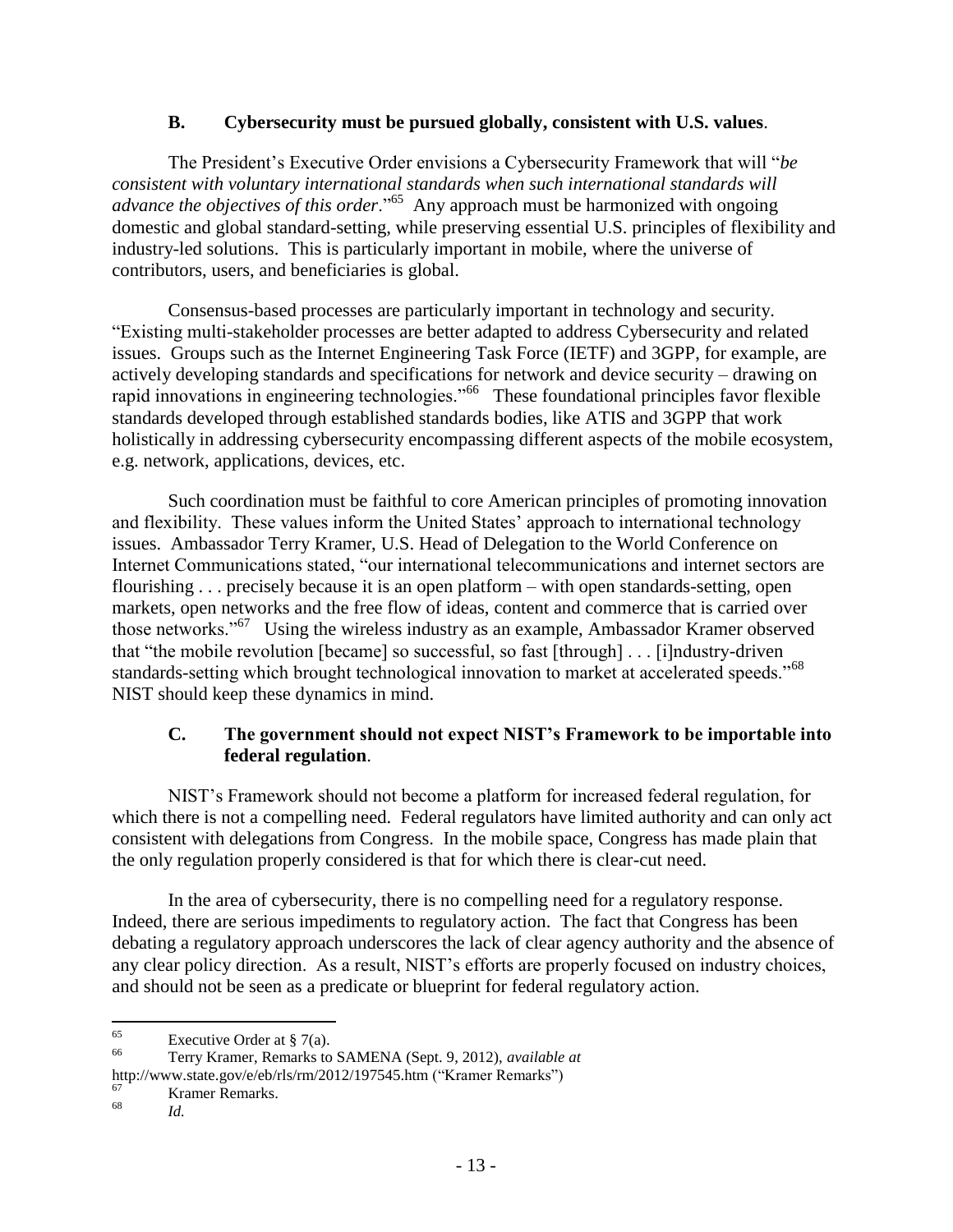### B. Cybersecurity must be pursued globally, consistent with U.S. values.

The President's Executive Order envisions a Cybersecurity Framework that will "*be consistent with voluntary international standards when such international standards will advance the objectives of this order*."[65] Any approach must be harmonized with ongoing domestic and global standard-setting, while preserving essential U.S. principles of flexibility and industry-led solutions. This is particularly important in mobile, where the universe of contributors, users, and beneficiaries is global.

Consensus-based processes are particularly important in technology and security. "Existing multi-stakeholder processes are better adapted to address Cybersecurity and related issues. Groups such as the Internet Engineering Task Force (IETF) and 3GPP, for example, are actively developing standards and specifications for network and device security – drawing on rapid innovations in engineering technologies."[66] These foundational principles favor flexible standards developed through established standards bodies, like ATIS and 3GPP that work holistically in addressing cybersecurity encompassing different aspects of the mobile ecosystem, e.g. network, applications, devices, etc.

Such coordination must be faithful to core American principles of promoting innovation and flexibility. These values inform the United States' approach to international technology issues. Ambassador Terry Kramer, U.S. Head of Delegation to the World Conference on Internet Communications stated, "our international telecommunications and internet sectors are flourishing . . . precisely because it is an open platform – with open standards-setting, open markets, open networks and the free flow of ideas, content and commerce that is carried over those networks."[67] Using the wireless industry as an example, Ambassador Kramer observed that "the mobile revolution [became] so successful, so fast [through] . . . [i]ndustry-driven standards-setting which brought technological innovation to market at accelerated speeds."[68] NIST should keep these dynamics in mind.

### C. The government should not expect NIST's Framework to be importable into federal regulation.

NIST's Framework should not become a platform for increased federal regulation, for which there is not a compelling need. Federal regulators have limited authority and can only act consistent with delegations from Congress. In the mobile space, Congress has made plain that the only regulation properly considered is that for which there is clear-cut need.

In the area of cybersecurity, there is no compelling need for a regulatory response. Indeed, there are serious impediments to regulatory action. The fact that Congress has been debating a regulatory approach underscores the lack of clear agency authority and the absence of any clear policy direction. As a result, NIST's efforts are properly focused on industry choices, and should not be seen as a predicate or blueprint for federal regulatory action.

---

[65] Executive Order at § 7(a).

[66] Terry Kramer, Remarks to SAMENA (Sept. 9, 2012), *available at* http://www.state.gov/e/eb/rls/rm/2012/197545.htm ("Kramer Remarks")

[67] Kramer Remarks.

[68] *Id.*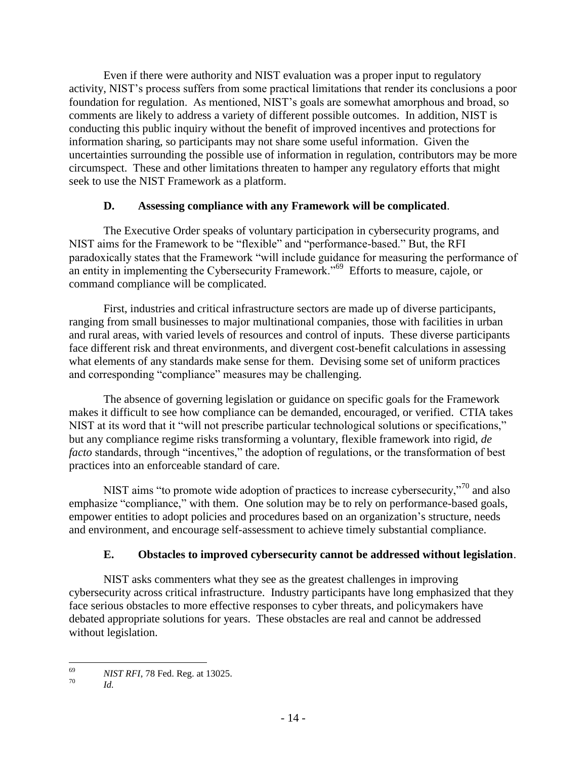Even if there were authority and NIST evaluation was a proper input to regulatory activity, NIST's process suffers from some practical limitations that render its conclusions a poor foundation for regulation. As mentioned, NIST's goals are somewhat amorphous and broad, so comments are likely to address a variety of different possible outcomes. In addition, NIST is conducting this public inquiry without the benefit of improved incentives and protections for information sharing, so participants may not share some useful information. Given the uncertainties surrounding the possible use of information in regulation, contributors may be more circumspect. These and other limitations threaten to hamper any regulatory efforts that might seek to use the NIST Framework as a platform.

### D. Assessing compliance with any Framework will be complicated.

The Executive Order speaks of voluntary participation in cybersecurity programs, and NIST aims for the Framework to be "flexible" and "performance-based." But, the RFI paradoxically states that the Framework "will include guidance for measuring the performance of an entity in implementing the Cybersecurity Framework."[69] Efforts to measure, cajole, or command compliance will be complicated.

First, industries and critical infrastructure sectors are made up of diverse participants, ranging from small businesses to major multinational companies, those with facilities in urban and rural areas, with varied levels of resources and control of inputs. These diverse participants face different risk and threat environments, and divergent cost-benefit calculations in assessing what elements of any standards make sense for them. Devising some set of uniform practices and corresponding "compliance" measures may be challenging.

The absence of governing legislation or guidance on specific goals for the Framework makes it difficult to see how compliance can be demanded, encouraged, or verified. CTIA takes NIST at its word that it "will not prescribe particular technological solutions or specifications," but any compliance regime risks transforming a voluntary, flexible framework into rigid, *de facto* standards, through "incentives," the adoption of regulations, or the transformation of best practices into an enforceable standard of care.

NIST aims "to promote wide adoption of practices to increase cybersecurity,"[70] and also emphasize "compliance," with them. One solution may be to rely on performance-based goals, empower entities to adopt policies and procedures based on an organization's structure, needs and environment, and encourage self-assessment to achieve timely substantial compliance.

### E. Obstacles to improved cybersecurity cannot be addressed without legislation.

NIST asks commenters what they see as the greatest challenges in improving cybersecurity across critical infrastructure. Industry participants have long emphasized that they face serious obstacles to more effective responses to cyber threats, and policymakers have debated appropriate solutions for years. These obstacles are real and cannot be addressed without legislation.

---

[69] *NIST RFI*, 78 Fed. Reg. at 13025.

[70] *Id.*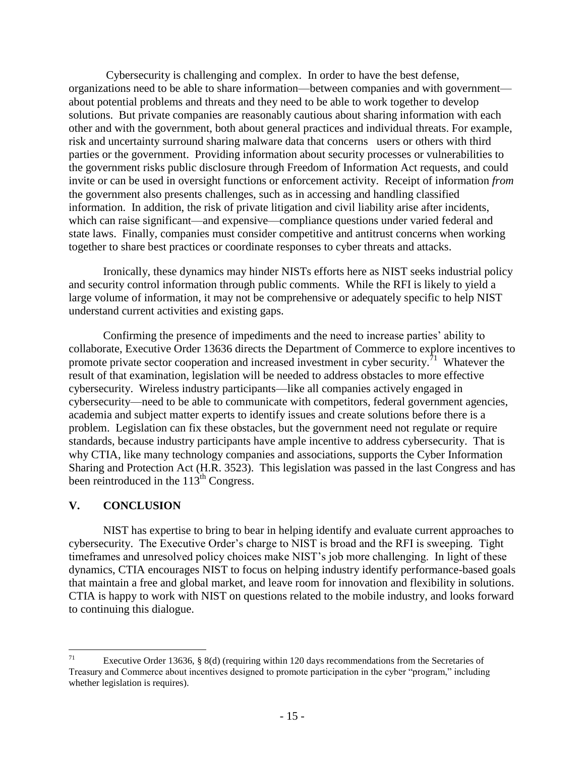Cybersecurity is challenging and complex. In order to have the best defense, organizations need to be able to share information—between companies and with government—about potential problems and threats and they need to be able to work together to develop solutions. But private companies are reasonably cautious about sharing information with each other and with the government, both about general practices and individual threats. For example, risk and uncertainty surround sharing malware data that concerns users or others with third parties or the government. Providing information about security processes or vulnerabilities to the government risks public disclosure through Freedom of Information Act requests, and could invite or can be used in oversight functions or enforcement activity. Receipt of information *from* the government also presents challenges, such as in accessing and handling classified information. In addition, the risk of private litigation and civil liability arise after incidents, which can raise significant—and expensive—compliance questions under varied federal and state laws. Finally, companies must consider competitive and antitrust concerns when working together to share best practices or coordinate responses to cyber threats and attacks.

Ironically, these dynamics may hinder NISTs efforts here as NIST seeks industrial policy and security control information through public comments. While the RFI is likely to yield a large volume of information, it may not be comprehensive or adequately specific to help NIST understand current activities and existing gaps.

Confirming the presence of impediments and the need to increase parties' ability to collaborate, Executive Order 13636 directs the Department of Commerce to explore incentives to promote private sector cooperation and increased investment in cyber security.[71] Whatever the result of that examination, legislation will be needed to address obstacles to more effective cybersecurity. Wireless industry participants—like all companies actively engaged in cybersecurity—need to be able to communicate with competitors, federal government agencies, academia and subject matter experts to identify issues and create solutions before there is a problem. Legislation can fix these obstacles, but the government need not regulate or require standards, because industry participants have ample incentive to address cybersecurity. That is why CTIA, like many technology companies and associations, supports the Cyber Information Sharing and Protection Act (H.R. 3523). This legislation was passed in the last Congress and has been reintroduced in the 113[th] Congress.

## V. CONCLUSION

NIST has expertise to bring to bear in helping identify and evaluate current approaches to cybersecurity. The Executive Order's charge to NIST is broad and the RFI is sweeping. Tight timeframes and unresolved policy choices make NIST's job more challenging. In light of these dynamics, CTIA encourages NIST to focus on helping industry identify performance-based goals that maintain a free and global market, and leave room for innovation and flexibility in solutions. CTIA is happy to work with NIST on questions related to the mobile industry, and looks forward to continuing this dialogue.

---

[71] Executive Order 13636, § 8(d) (requiring within 120 days recommendations from the Secretaries of Treasury and Commerce about incentives designed to promote participation in the cyber "program," including whether legislation is requires).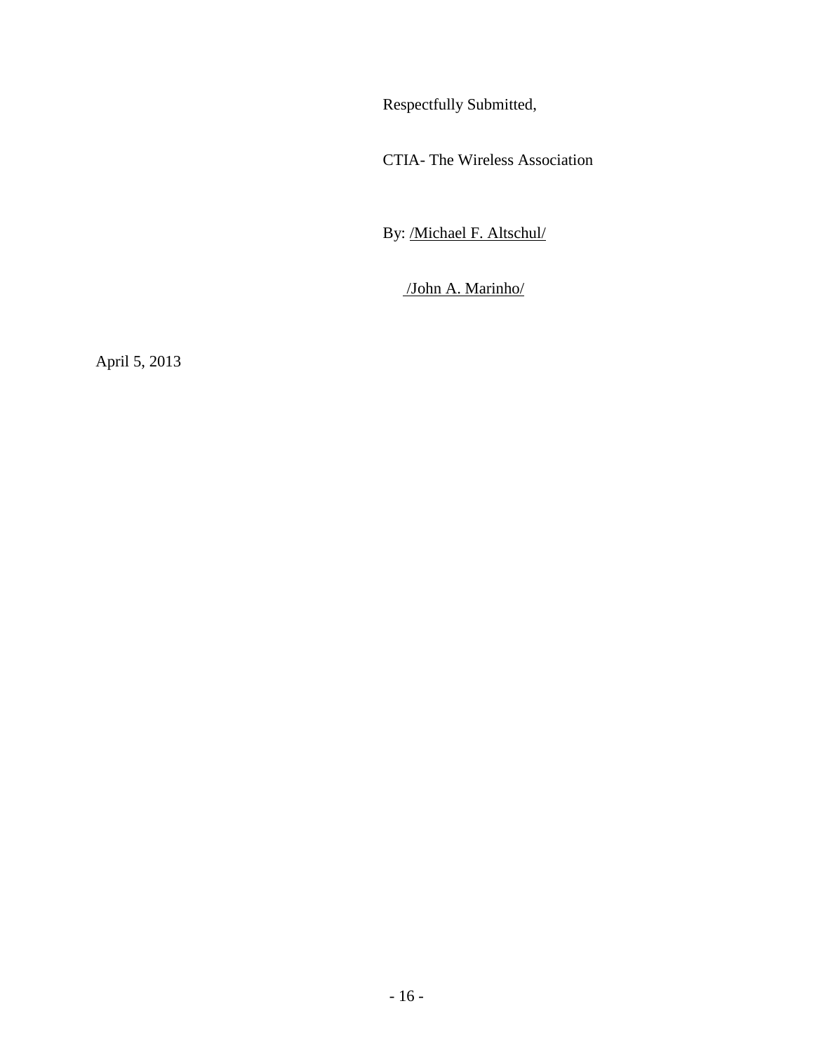Respectfully Submitted,

CTIA- The Wireless Association

By: /Michael F. Altschul/

/John A. Marinho/

April 5, 2013